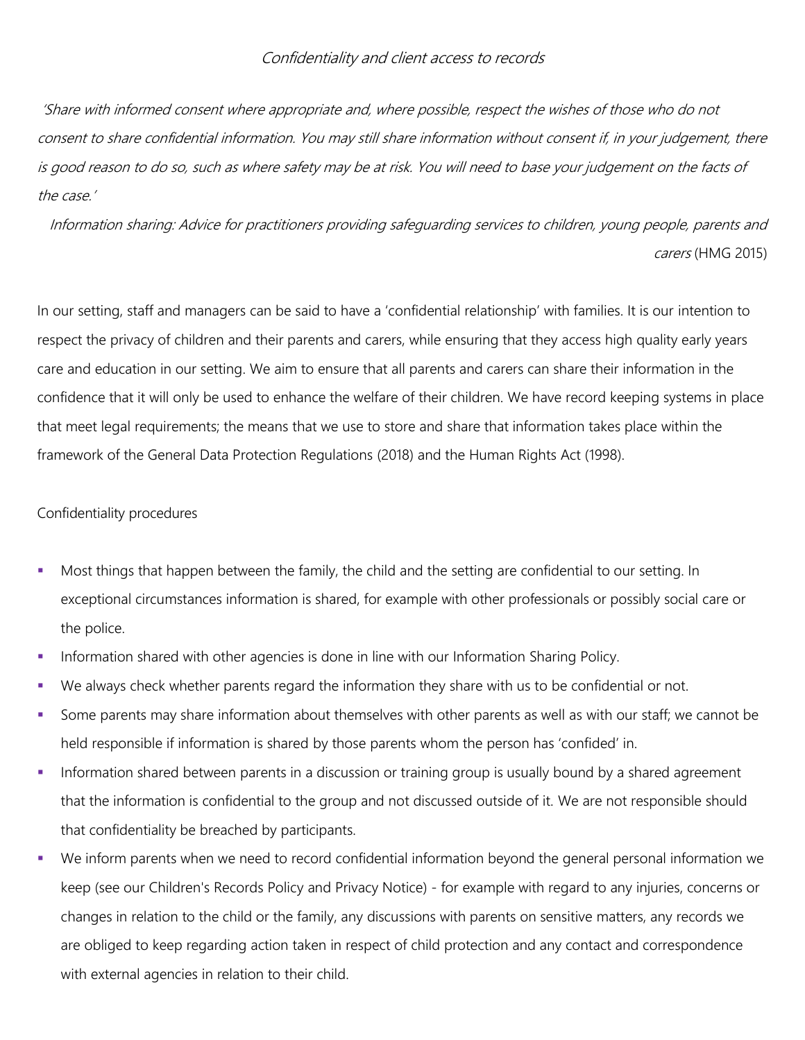# *Confidentiality and client access to records*

*'Share with informed consent where appropriate and, where possible, respect the wishes of those who do not consent to share confidential information. You may still share information without consent if, in your judgement, there is good reason to do so, such as where safety may be at risk. You will need to base your judgement on the facts of the case.'*

*Information sharing: Advice for practitioners providing safeguarding services to children, young people, parents and carers* (HMG 2015)

In our setting, staff and managers can be said to have a 'confidential relationship' with families. It is our intention to respect the privacy of children and their parents and carers, while ensuring that they access high quality early years care and education in our setting. We aim to ensure that all parents and carers can share their information in the confidence that it will only be used to enhance the welfare of their children. We have record keeping systems in place that meet legal requirements; the means that we use to store and share that information takes place within the framework of the General Data Protection Regulations (2018) and the Human Rights Act (1998).

## Confidentiality procedures

- Most things that happen between the family, the child and the setting are confidential to our setting. In exceptional circumstances information is shared, for example with other professionals or possibly social care or the police.
- Information shared with other agencies is done in line with our Information Sharing Policy.
- We always check whether parents regard the information they share with us to be confidential or not.
- Some parents may share information about themselves with other parents as well as with our staff; we cannot be held responsible if information is shared by those parents whom the person has 'confided' in.
- Information shared between parents in a discussion or training group is usually bound by a shared agreement that the information is confidential to the group and not discussed outside of it. We are not responsible should that confidentiality be breached by participants.
- We inform parents when we need to record confidential information beyond the general personal information we keep (see our Children's Records Policy and Privacy Notice) - for example with regard to any injuries, concerns or changes in relation to the child or the family, any discussions with parents on sensitive matters, any records we are obliged to keep regarding action taken in respect of child protection and any contact and correspondence with external agencies in relation to their child.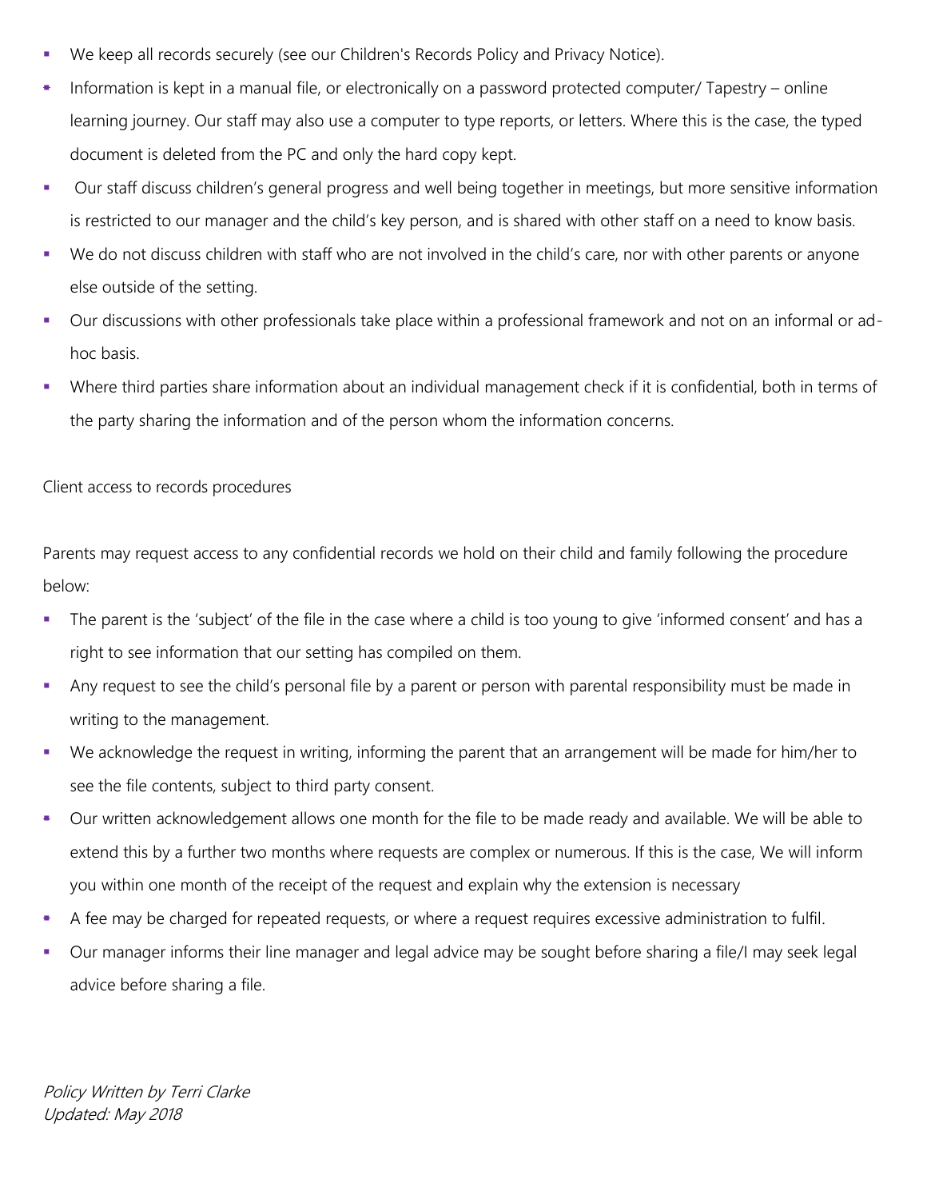- We keep all records securely (see our Children's Records Policy and Privacy Notice).
- Information is kept in a manual file, or electronically on a password protected computer/ Tapestry – online learning journey. Our staff may also use a computer to type reports, or letters. Where this is the case, the typed document is deleted from the PC and only the hard copy kept.
- Our staff discuss children's general progress and well being together in meetings, but more sensitive information is restricted to our manager and the child's key person, and is shared with other staff on a need to know basis.
- We do not discuss children with staff who are not involved in the child's care, nor with other parents or anyone else outside of the setting.
- Our discussions with other professionals take place within a professional framework and not on an informal or ad-hoc basis.
- Where third parties share information about an individual management check if it is confidential, both in terms of the party sharing the information and of the person whom the information concerns.

Client access to records procedures

Parents may request access to any confidential records we hold on their child and family following the procedure below:

- The parent is the 'subject' of the file in the case where a child is too young to give 'informed consent' and has a right to see information that our setting has compiled on them.
- Any request to see the child's personal file by a parent or person with parental responsibility must be made in writing to the management.
- We acknowledge the request in writing, informing the parent that an arrangement will be made for him/her to see the file contents, subject to third party consent.
- Our written acknowledgement allows one month for the file to be made ready and available. We will be able to extend this by a further two months where requests are complex or numerous. If this is the case, We will inform you within one month of the receipt of the request and explain why the extension is necessary
- A fee may be charged for repeated requests, or where a request requires excessive administration to fulfil.
- Our manager informs their line manager and legal advice may be sought before sharing a file/I may seek legal advice before sharing a file.

*Policy Written by Terri Clarke*
*Updated: May 2018*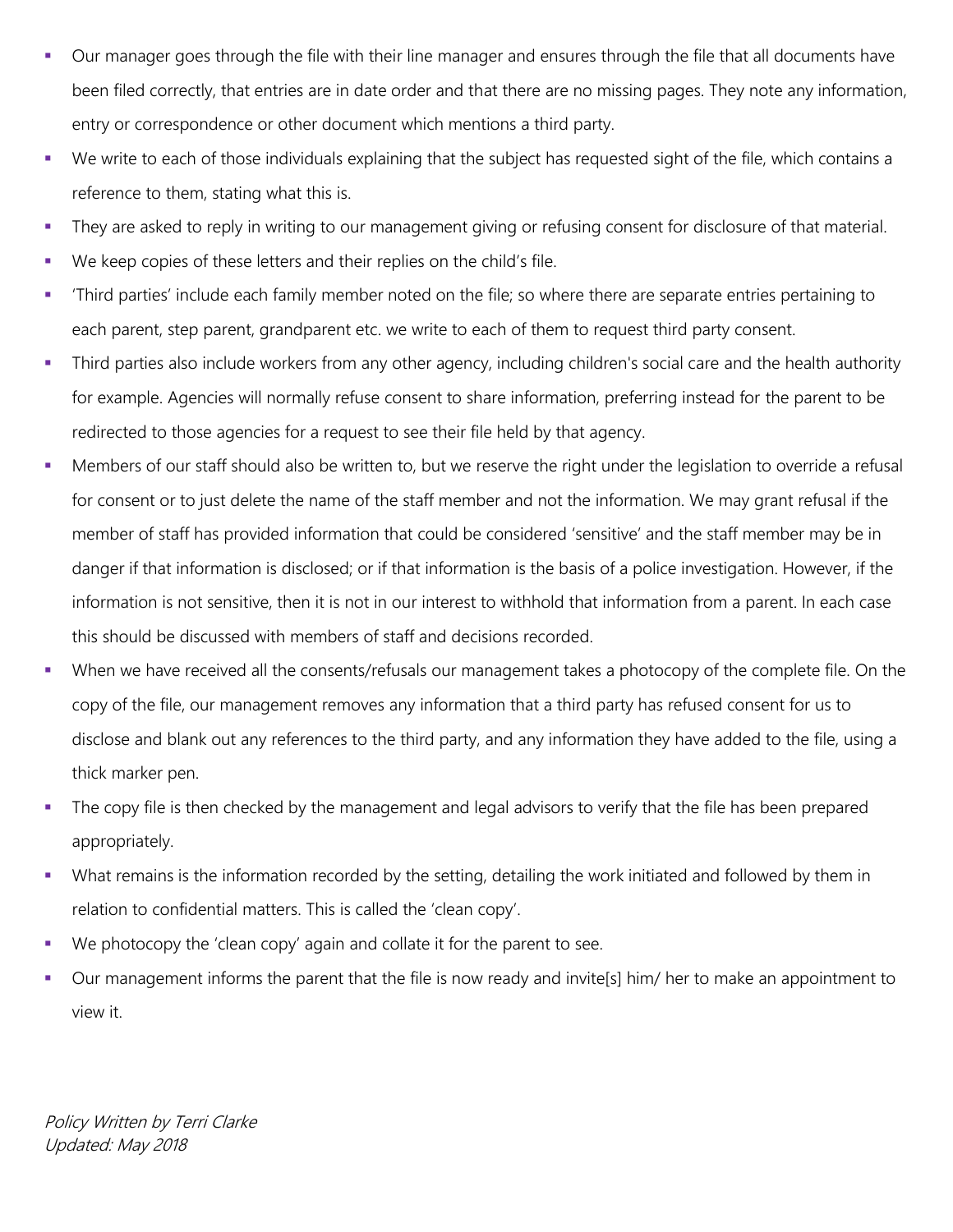- Our manager goes through the file with their line manager and ensures through the file that all documents have been filed correctly, that entries are in date order and that there are no missing pages. They note any information, entry or correspondence or other document which mentions a third party.
- We write to each of those individuals explaining that the subject has requested sight of the file, which contains a reference to them, stating what this is.
- They are asked to reply in writing to our management giving or refusing consent for disclosure of that material.
- We keep copies of these letters and their replies on the child's file.
- 'Third parties' include each family member noted on the file; so where there are separate entries pertaining to each parent, step parent, grandparent etc. we write to each of them to request third party consent.
- Third parties also include workers from any other agency, including children's social care and the health authority for example. Agencies will normally refuse consent to share information, preferring instead for the parent to be redirected to those agencies for a request to see their file held by that agency.
- Members of our staff should also be written to, but we reserve the right under the legislation to override a refusal for consent or to just delete the name of the staff member and not the information. We may grant refusal if the member of staff has provided information that could be considered 'sensitive' and the staff member may be in danger if that information is disclosed; or if that information is the basis of a police investigation. However, if the information is not sensitive, then it is not in our interest to withhold that information from a parent. In each case this should be discussed with members of staff and decisions recorded.
- When we have received all the consents/refusals our management takes a photocopy of the complete file. On the copy of the file, our management removes any information that a third party has refused consent for us to disclose and blank out any references to the third party, and any information they have added to the file, using a thick marker pen.
- The copy file is then checked by the management and legal advisors to verify that the file has been prepared appropriately.
- What remains is the information recorded by the setting, detailing the work initiated and followed by them in relation to confidential matters. This is called the 'clean copy'.
- We photocopy the 'clean copy' again and collate it for the parent to see.
- Our management informs the parent that the file is now ready and invite[s] him/ her to make an appointment to view it.

*Policy Written by Terri Clarke*
*Updated: May 2018*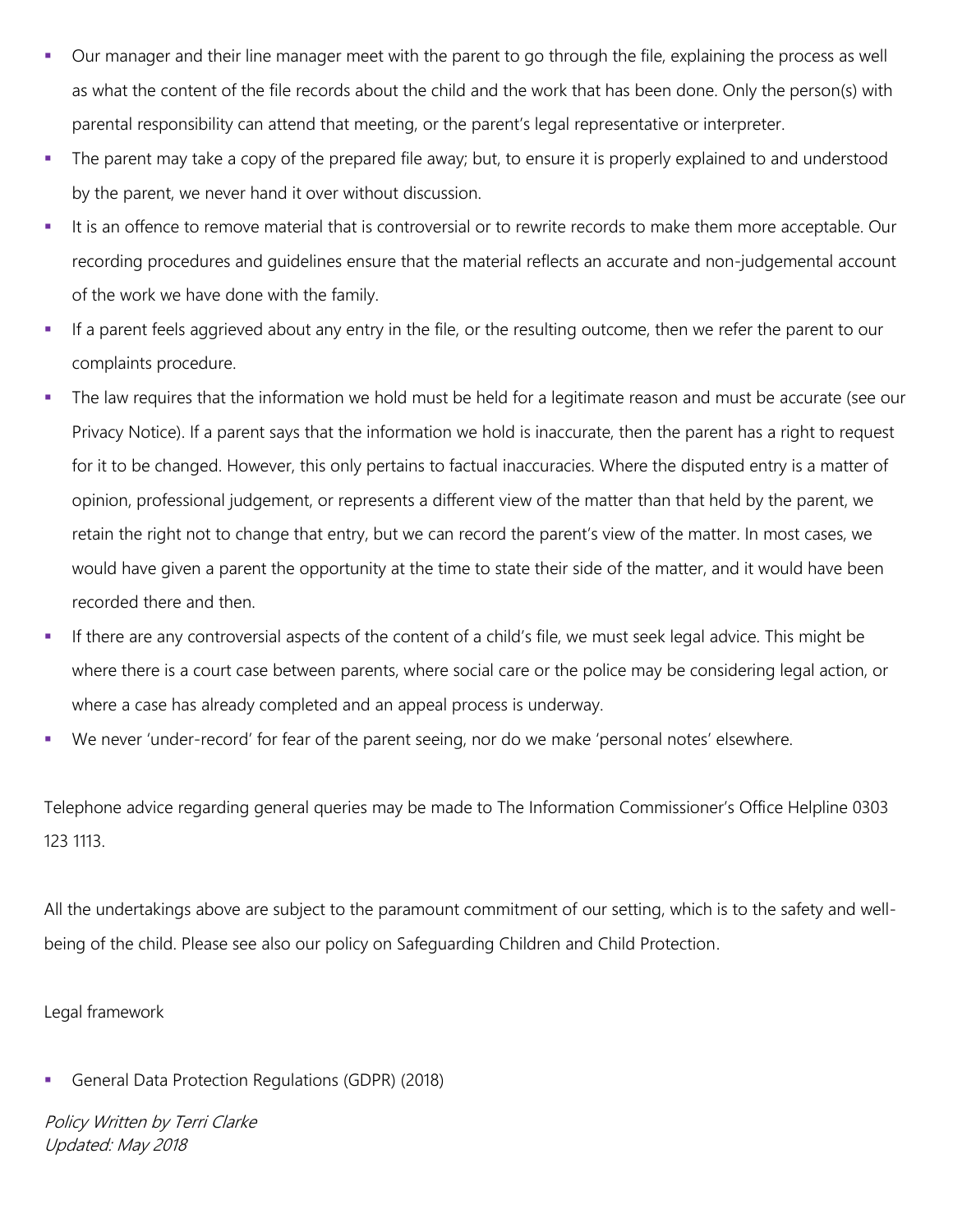- Our manager and their line manager meet with the parent to go through the file, explaining the process as well as what the content of the file records about the child and the work that has been done. Only the person(s) with parental responsibility can attend that meeting, or the parent's legal representative or interpreter.
- The parent may take a copy of the prepared file away; but, to ensure it is properly explained to and understood by the parent, we never hand it over without discussion.
- It is an offence to remove material that is controversial or to rewrite records to make them more acceptable. Our recording procedures and guidelines ensure that the material reflects an accurate and non-judgemental account of the work we have done with the family.
- If a parent feels aggrieved about any entry in the file, or the resulting outcome, then we refer the parent to our complaints procedure.
- The law requires that the information we hold must be held for a legitimate reason and must be accurate (see our Privacy Notice). If a parent says that the information we hold is inaccurate, then the parent has a right to request for it to be changed. However, this only pertains to factual inaccuracies. Where the disputed entry is a matter of opinion, professional judgement, or represents a different view of the matter than that held by the parent, we retain the right not to change that entry, but we can record the parent's view of the matter. In most cases, we would have given a parent the opportunity at the time to state their side of the matter, and it would have been recorded there and then.
- If there are any controversial aspects of the content of a child's file, we must seek legal advice. This might be where there is a court case between parents, where social care or the police may be considering legal action, or where a case has already completed and an appeal process is underway.
- We never 'under-record' for fear of the parent seeing, nor do we make 'personal notes' elsewhere.

Telephone advice regarding general queries may be made to The Information Commissioner's Office Helpline 0303 123 1113.

All the undertakings above are subject to the paramount commitment of our setting, which is to the safety and well-being of the child. Please see also our policy on Safeguarding Children and Child Protection.

Legal framework

- General Data Protection Regulations (GDPR) (2018)

*Policy Written by Terri Clarke*
*Updated: May 2018*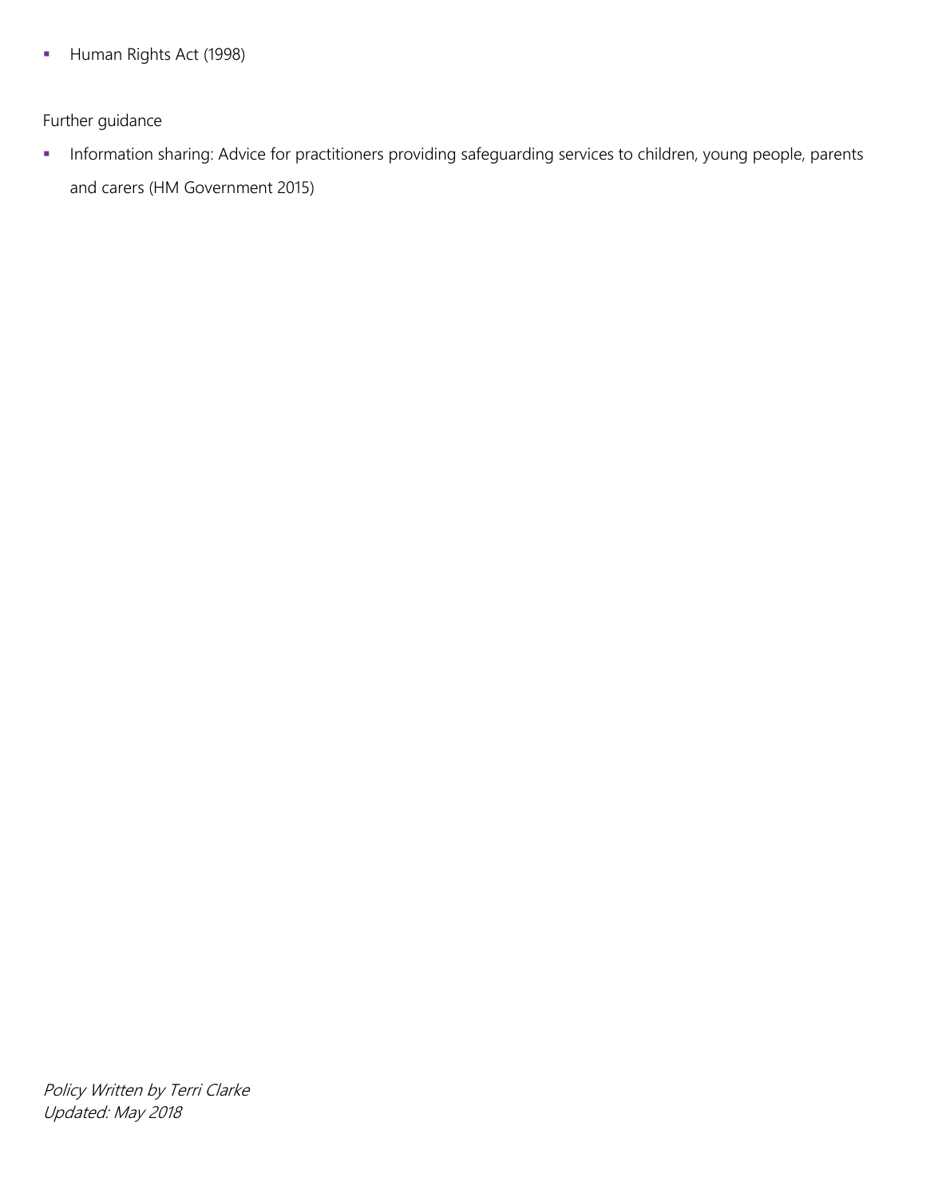- Human Rights Act (1998)

Further guidance

- Information sharing: Advice for practitioners providing safeguarding services to children, young people, parents and carers (HM Government 2015)

*Policy Written by Terri Clarke*
*Updated: May 2018*